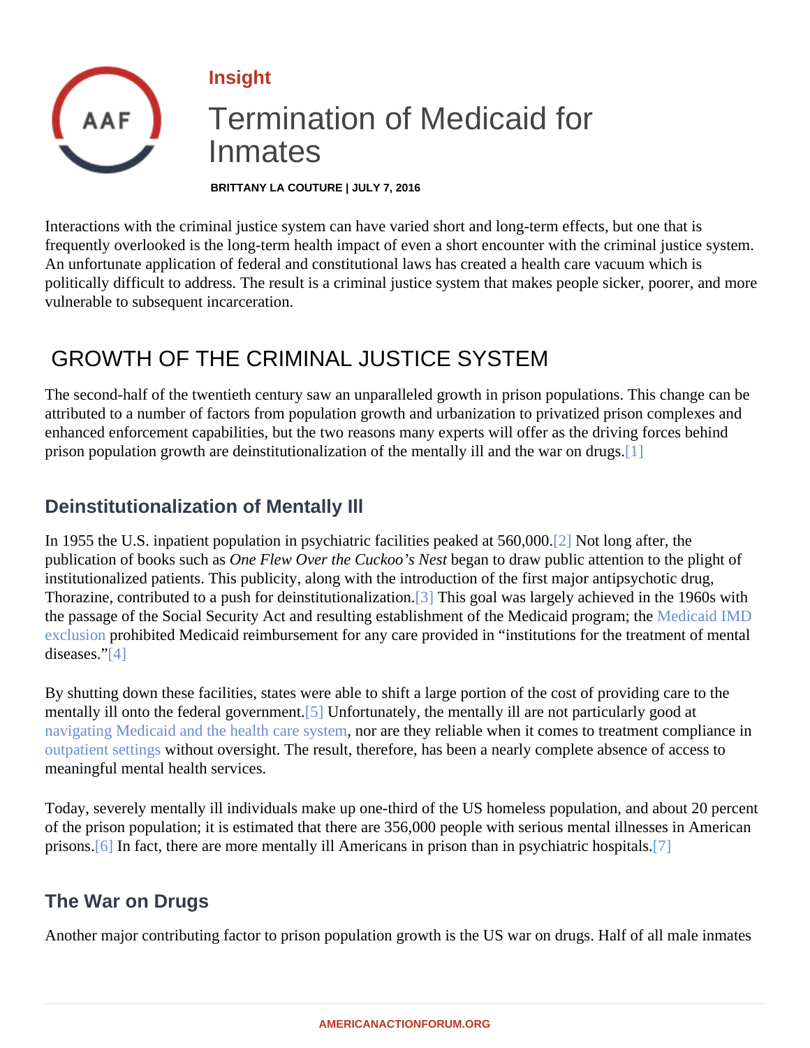Insight

# Termination of Medicaid for Inmates

**BRITTANY LA COUTURE | JULY 7, 2016**

Interactions with the criminal justice system can have varied short and long-term effects, but one that is frequently overlooked is the long-term health impact of even a short encounter with the criminal justice system. An unfortunate application of federal and constitutional laws has created a health care vacuum which is politically difficult to address. The result is a criminal justice system that makes people sicker, poorer, and more vulnerable to subsequent incarceration.

## GROWTH OF THE CRIMINAL JUSTICE SYSTEM

The second-half of the twentieth century saw an unparalleled growth in prison populations. This change can be attributed to a number of factors from population growth and urbanization to privatized prison complexes and enhanced enforcement capabilities, but the two reasons many experts will offer as the driving forces behind prison population growth are deinstitutionalization of the mentally ill and the war on drugs.[1]

### Deinstitutionalization of Mentally Ill

In 1955 the U.S. inpatient population in psychiatric facilities peaked at 560,000.[2] Not long after, the publication of books such as *One Flew Over the Cuckoo's Nest* began to draw public attention to the plight of institutionalized patients. This publicity, along with the introduction of the first major antipsychotic drug, Thorazine, contributed to a push for deinstitutionalization.[3] This goal was largely achieved in the 1960s with the passage of the Social Security Act and resulting establishment of the Medicaid program; the Medicaid IMD exclusion prohibited Medicaid reimbursement for any care provided in "institutions for the treatment of mental diseases."[4]

By shutting down these facilities, states were able to shift a large portion of the cost of providing care to the mentally ill onto the federal government.[5] Unfortunately, the mentally ill are not particularly good at navigating Medicaid and the health care system, nor are they reliable when it comes to treatment compliance in outpatient settings without oversight. The result, therefore, has been a nearly complete absence of access to meaningful mental health services.

Today, severely mentally ill individuals make up one-third of the US homeless population, and about 20 percent of the prison population; it is estimated that there are 356,000 people with serious mental illnesses in American prisons.[6] In fact, there are more mentally ill Americans in prison than in psychiatric hospitals.[7]

### The War on Drugs

Another major contributing factor to prison population growth is the US war on drugs. Half of all male inmates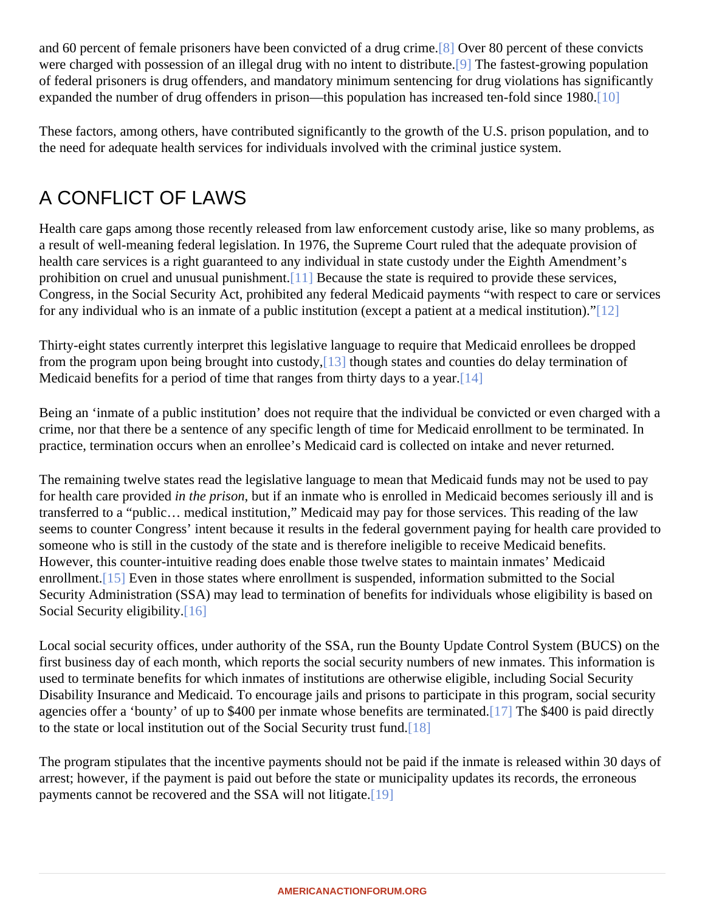and 60 percent of female prisoners have been convicted of a drug crime.[8] Over 80 percent of these convicts were charged with possession of an illegal drug with no intent to distribute.[9] The fastest-growing population of federal prisoners is drug offenders, and mandatory minimum sentencing for drug violations has significantly expanded the number of drug offenders in prison—this population has increased ten-fold since 1980.[10]

These factors, among others, have contributed significantly to the growth of the U.S. prison population, and to the need for adequate health services for individuals involved with the criminal justice system.

## A CONFLICT OF LAWS

Health care gaps among those recently released from law enforcement custody arise, like so many problems, as a result of well-meaning federal legislation. In 1976, the Supreme Court ruled that the adequate provision of health care services is a right guaranteed to any individual in state custody under the Eighth Amendment's prohibition on cruel and unusual punishment.[11] Because the state is required to provide these services, Congress, in the Social Security Act, prohibited any federal Medicaid payments "with respect to care or services for any individual who is an inmate of a public institution (except a patient at a medical institution)."[12]

Thirty-eight states currently interpret this legislative language to require that Medicaid enrollees be dropped from the program upon being brought into custody,[13] though states and counties do delay termination of Medicaid benefits for a period of time that ranges from thirty days to a year.[14]

Being an 'inmate of a public institution' does not require that the individual be convicted or even charged with a crime, nor that there be a sentence of any specific length of time for Medicaid enrollment to be terminated. In practice, termination occurs when an enrollee's Medicaid card is collected on intake and never returned.

The remaining twelve states read the legislative language to mean that Medicaid funds may not be used to pay for health care provided *in the prison*, but if an inmate who is enrolled in Medicaid becomes seriously ill and is transferred to a "public… medical institution," Medicaid may pay for those services. This reading of the law seems to counter Congress' intent because it results in the federal government paying for health care provided to someone who is still in the custody of the state and is therefore ineligible to receive Medicaid benefits. However, this counter-intuitive reading does enable those twelve states to maintain inmates' Medicaid enrollment.[15] Even in those states where enrollment is suspended, information submitted to the Social Security Administration (SSA) may lead to termination of benefits for individuals whose eligibility is based on Social Security eligibility.[16]

Local social security offices, under authority of the SSA, run the Bounty Update Control System (BUCS) on the first business day of each month, which reports the social security numbers of new inmates. This information is used to terminate benefits for which inmates of institutions are otherwise eligible, including Social Security Disability Insurance and Medicaid. To encourage jails and prisons to participate in this program, social security agencies offer a 'bounty' of up to $400 per inmate whose benefits are terminated.[17] The $400 is paid directly to the state or local institution out of the Social Security trust fund.[18]

The program stipulates that the incentive payments should not be paid if the inmate is released within 30 days of arrest; however, if the payment is paid out before the state or municipality updates its records, the erroneous payments cannot be recovered and the SSA will not litigate.[19]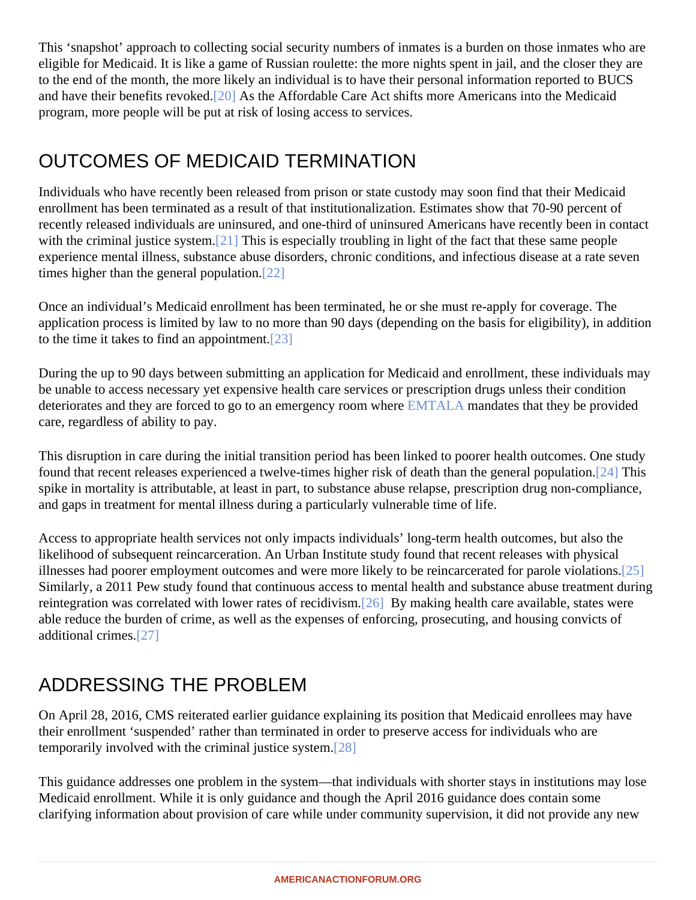This 'snapshot' approach to collecting social security numbers of inmates is a burden on those inmates who are eligible for Medicaid. It is like a game of Russian roulette: the more nights spent in jail, and the closer they are to the end of the month, the more likely an individual is to have their personal information reported to BUCS and have their benefits revoked.[20] As the Affordable Care Act shifts more Americans into the Medicaid program, more people will be put at risk of losing access to services.

## OUTCOMES OF MEDICAID TERMINATION

Individuals who have recently been released from prison or state custody may soon find that their Medicaid enrollment has been terminated as a result of that institutionalization. Estimates show that 70-90 percent of recently released individuals are uninsured, and one-third of uninsured Americans have recently been in contact with the criminal justice system.[21] This is especially troubling in light of the fact that these same people experience mental illness, substance abuse disorders, chronic conditions, and infectious disease at a rate seven times higher than the general population.[22]

Once an individual's Medicaid enrollment has been terminated, he or she must re-apply for coverage. The application process is limited by law to no more than 90 days (depending on the basis for eligibility), in addition to the time it takes to find an appointment.[23]

During the up to 90 days between submitting an application for Medicaid and enrollment, these individuals may be unable to access necessary yet expensive health care services or prescription drugs unless their condition deteriorates and they are forced to go to an emergency room where EMTALA mandates that they be provided care, regardless of ability to pay.

This disruption in care during the initial transition period has been linked to poorer health outcomes. One study found that recent releases experienced a twelve-times higher risk of death than the general population.[24] This spike in mortality is attributable, at least in part, to substance abuse relapse, prescription drug non-compliance, and gaps in treatment for mental illness during a particularly vulnerable time of life.

Access to appropriate health services not only impacts individuals' long-term health outcomes, but also the likelihood of subsequent reincarceration. An Urban Institute study found that recent releases with physical illnesses had poorer employment outcomes and were more likely to be reincarcerated for parole violations.[25] Similarly, a 2011 Pew study found that continuous access to mental health and substance abuse treatment during reintegration was correlated with lower rates of recidivism.[26] By making health care available, states were able reduce the burden of crime, as well as the expenses of enforcing, prosecuting, and housing convicts of additional crimes.[27]

## ADDRESSING THE PROBLEM

On April 28, 2016, CMS reiterated earlier guidance explaining its position that Medicaid enrollees may have their enrollment 'suspended' rather than terminated in order to preserve access for individuals who are temporarily involved with the criminal justice system.[28]

This guidance addresses one problem in the system—that individuals with shorter stays in institutions may lose Medicaid enrollment. While it is only guidance and though the April 2016 guidance does contain some clarifying information about provision of care while under community supervision, it did not provide any new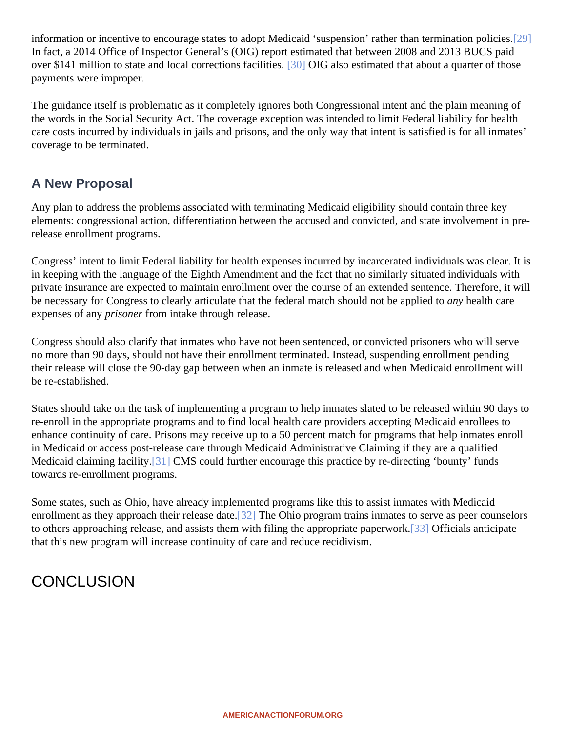information or incentive to encourage states to adopt Medicaid 'suspension' rather than termination policies.[29] In fact, a 2014 Office of Inspector General's (OIG) report estimated that between 2008 and 2013 BUCS paid over $141 million to state and local corrections facilities. [30] OIG also estimated that about a quarter of those payments were improper.

The guidance itself is problematic as it completely ignores both Congressional intent and the plain meaning of the words in the Social Security Act. The coverage exception was intended to limit Federal liability for health care costs incurred by individuals in jails and prisons, and the only way that intent is satisfied is for all inmates' coverage to be terminated.

## A New Proposal

Any plan to address the problems associated with terminating Medicaid eligibility should contain three key elements: congressional action, differentiation between the accused and convicted, and state involvement in pre-release enrollment programs.

Congress' intent to limit Federal liability for health expenses incurred by incarcerated individuals was clear. It is in keeping with the language of the Eighth Amendment and the fact that no similarly situated individuals with private insurance are expected to maintain enrollment over the course of an extended sentence. Therefore, it will be necessary for Congress to clearly articulate that the federal match should not be applied to *any* health care expenses of any *prisoner* from intake through release.

Congress should also clarify that inmates who have not been sentenced, or convicted prisoners who will serve no more than 90 days, should not have their enrollment terminated. Instead, suspending enrollment pending their release will close the 90-day gap between when an inmate is released and when Medicaid enrollment will be re-established.

States should take on the task of implementing a program to help inmates slated to be released within 90 days to re-enroll in the appropriate programs and to find local health care providers accepting Medicaid enrollees to enhance continuity of care. Prisons may receive up to a 50 percent match for programs that help inmates enroll in Medicaid or access post-release care through Medicaid Administrative Claiming if they are a qualified Medicaid claiming facility.[31] CMS could further encourage this practice by re-directing 'bounty' funds towards re-enrollment programs.

Some states, such as Ohio, have already implemented programs like this to assist inmates with Medicaid enrollment as they approach their release date.[32] The Ohio program trains inmates to serve as peer counselors to others approaching release, and assists them with filing the appropriate paperwork.[33] Officials anticipate that this new program will increase continuity of care and reduce recidivism.

## CONCLUSION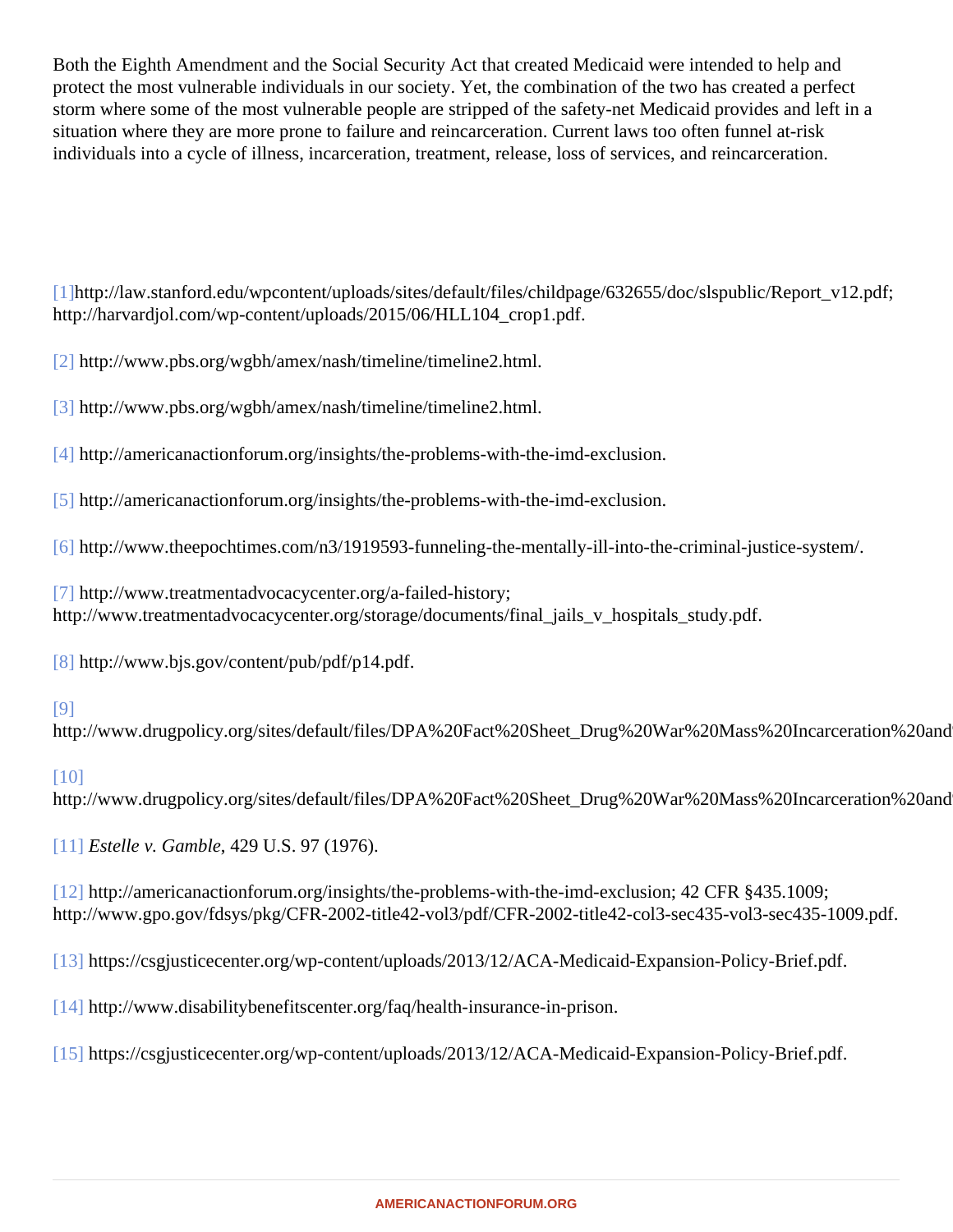Both the Eighth Amendment and the Social Security Act that created Medicaid were intended to help and protect the most vulnerable individuals in our society. Yet, the combination of the two has created a perfect storm where some of the most vulnerable people are stripped of the safety-net Medicaid provides and left in a situation where they are more prone to failure and reincarceration. Current laws too often funnel at-risk individuals into a cycle of illness, incarceration, treatment, release, loss of services, and reincarceration.

[1]http://law.stanford.edu/wpcontent/uploads/sites/default/files/childpage/632655/doc/slspublic/Report_v12.pdf; http://harvardjol.com/wp-content/uploads/2015/06/HLL104_crop1.pdf.

[2] http://www.pbs.org/wgbh/amex/nash/timeline/timeline2.html.

[3] http://www.pbs.org/wgbh/amex/nash/timeline/timeline2.html.

[4] http://americanactionforum.org/insights/the-problems-with-the-imd-exclusion.

[5] http://americanactionforum.org/insights/the-problems-with-the-imd-exclusion.

[6] http://www.theepochtimes.com/n3/1919593-funneling-the-mentally-ill-into-the-criminal-justice-system/.

[7] http://www.treatmentadvocacycenter.org/a-failed-history; http://www.treatmentadvocacycenter.org/storage/documents/final_jails_v_hospitals_study.pdf.

[8] http://www.bjs.gov/content/pub/pdf/p14.pdf.

[9] http://www.drugpolicy.org/sites/default/files/DPA%20Fact%20Sheet_Drug%20War%20Mass%20Incarceration%20and

[10] http://www.drugpolicy.org/sites/default/files/DPA%20Fact%20Sheet_Drug%20War%20Mass%20Incarceration%20and

[11] *Estelle v. Gamble*, 429 U.S. 97 (1976).

[12] http://americanactionforum.org/insights/the-problems-with-the-imd-exclusion; 42 CFR §435.1009; http://www.gpo.gov/fdsys/pkg/CFR-2002-title42-vol3/pdf/CFR-2002-title42-col3-sec435-vol3-sec435-1009.pdf.

[13] https://csgjusticecenter.org/wp-content/uploads/2013/12/ACA-Medicaid-Expansion-Policy-Brief.pdf.

[14] http://www.disabilitybenefitscenter.org/faq/health-insurance-in-prison.

[15] https://csgjusticecenter.org/wp-content/uploads/2013/12/ACA-Medicaid-Expansion-Policy-Brief.pdf.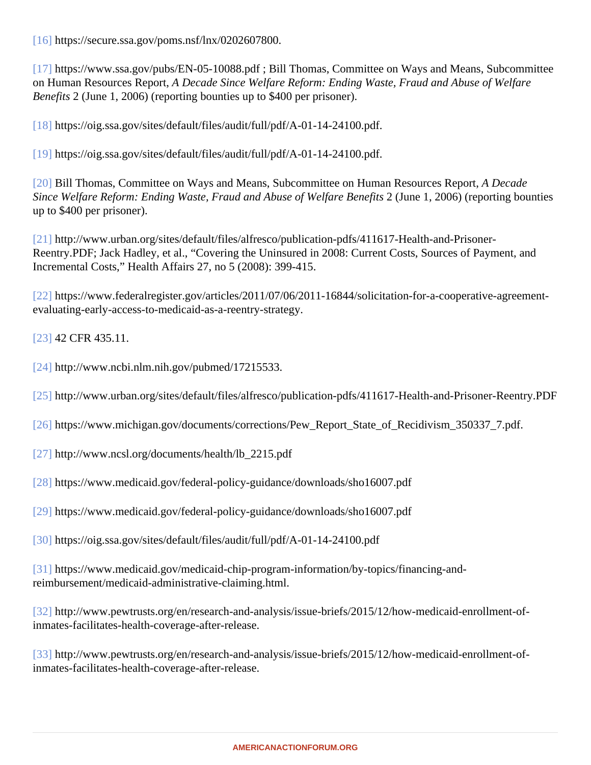[16] https://secure.ssa.gov/poms.nsf/lnx/0202607800.

[17] https://www.ssa.gov/pubs/EN-05-10088.pdf ; Bill Thomas, Committee on Ways and Means, Subcommittee on Human Resources Report, *A Decade Since Welfare Reform: Ending Waste, Fraud and Abuse of Welfare Benefits* 2 (June 1, 2006) (reporting bounties up to $400 per prisoner).

[18] https://oig.ssa.gov/sites/default/files/audit/full/pdf/A-01-14-24100.pdf.

[19] https://oig.ssa.gov/sites/default/files/audit/full/pdf/A-01-14-24100.pdf.

[20] Bill Thomas, Committee on Ways and Means, Subcommittee on Human Resources Report, *A Decade Since Welfare Reform: Ending Waste, Fraud and Abuse of Welfare Benefits* 2 (June 1, 2006) (reporting bounties up to $400 per prisoner).

[21] http://www.urban.org/sites/default/files/alfresco/publication-pdfs/411617-Health-and-Prisoner-Reentry.PDF; Jack Hadley, et al., "Covering the Uninsured in 2008: Current Costs, Sources of Payment, and Incremental Costs," Health Affairs 27, no 5 (2008): 399-415.

[22] https://www.federalregister.gov/articles/2011/07/06/2011-16844/solicitation-for-a-cooperative-agreement-evaluating-early-access-to-medicaid-as-a-reentry-strategy.

[23] 42 CFR 435.11.

[24] http://www.ncbi.nlm.nih.gov/pubmed/17215533.

[25] http://www.urban.org/sites/default/files/alfresco/publication-pdfs/411617-Health-and-Prisoner-Reentry.PDF

[26] https://www.michigan.gov/documents/corrections/Pew_Report_State_of_Recidivism_350337_7.pdf.

[27] http://www.ncsl.org/documents/health/lb_2215.pdf

[28] https://www.medicaid.gov/federal-policy-guidance/downloads/sho16007.pdf

[29] https://www.medicaid.gov/federal-policy-guidance/downloads/sho16007.pdf

[30] https://oig.ssa.gov/sites/default/files/audit/full/pdf/A-01-14-24100.pdf

[31] https://www.medicaid.gov/medicaid-chip-program-information/by-topics/financing-and-reimbursement/medicaid-administrative-claiming.html.

[32] http://www.pewtrusts.org/en/research-and-analysis/issue-briefs/2015/12/how-medicaid-enrollment-of-inmates-facilitates-health-coverage-after-release.

[33] http://www.pewtrusts.org/en/research-and-analysis/issue-briefs/2015/12/how-medicaid-enrollment-of-inmates-facilitates-health-coverage-after-release.